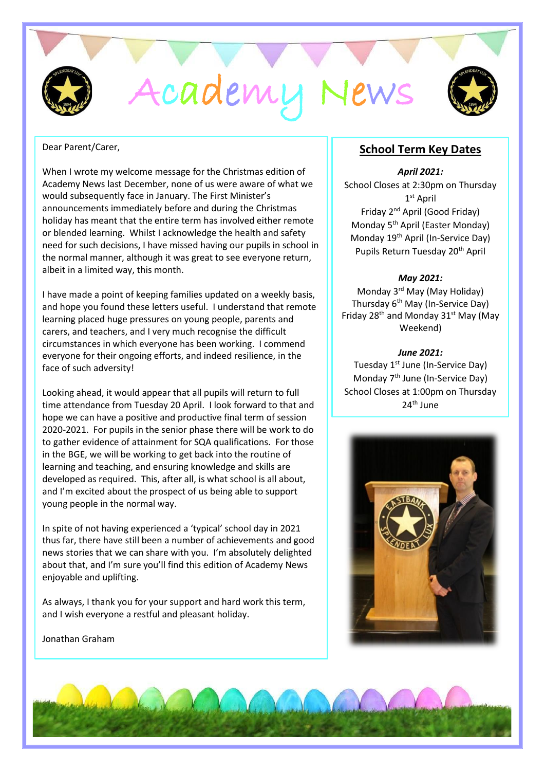# Academy News

Dear Parent/Carer,

When I wrote my welcome message for the Christmas edition of Academy News last December, none of us were aware of what we would subsequently face in January. The First Minister's announcements immediately before and during the Christmas holiday has meant that the entire term has involved either remote or blended learning. Whilst I acknowledge the health and safety need for such decisions, I have missed having our pupils in school in the normal manner, although it was great to see everyone return, albeit in a limited way, this month.

I have made a point of keeping families updated on a weekly basis, and hope you found these letters useful. I understand that remote learning placed huge pressures on young people, parents and carers, and teachers, and I very much recognise the difficult circumstances in which everyone has been working. I commend everyone for their ongoing efforts, and indeed resilience, in the face of such adversity!

Looking ahead, it would appear that all pupils will return to full time attendance from Tuesday 20 April. I look forward to that and hope we can have a positive and productive final term of session 2020-2021. For pupils in the senior phase there will be work to do to gather evidence of attainment for SQA qualifications. For those in the BGE, we will be working to get back into the routine of learning and teaching, and ensuring knowledge and skills are developed as required. This, after all, is what school is all about, and I'm excited about the prospect of us being able to support young people in the normal way.

In spite of not having experienced a 'typical' school day in 2021 thus far, there have still been a number of achievements and good news stories that we can share with you. I'm absolutely delighted about that, and I'm sure you'll find this edition of Academy News enjoyable and uplifting.

As always, I thank you for your support and hard work this term, and I wish everyone a restful and pleasant holiday.

Jonathan Graham

## School Term Key Dates

***April 2021:***

School Closes at 2:30pm on Thursday 1st April
Friday 2nd April (Good Friday)
Monday 5th April (Easter Monday)
Monday 19th April (In-Service Day)
Pupils Return Tuesday 20th April

***May 2021:***

Monday 3rd May (May Holiday)
Thursday 6th May (In-Service Day)
Friday 28th and Monday 31st May (May Weekend)

***June 2021:***

Tuesday 1st June (In-Service Day)
Monday 7th June (In-Service Day)
School Closes at 1:00pm on Thursday 24th June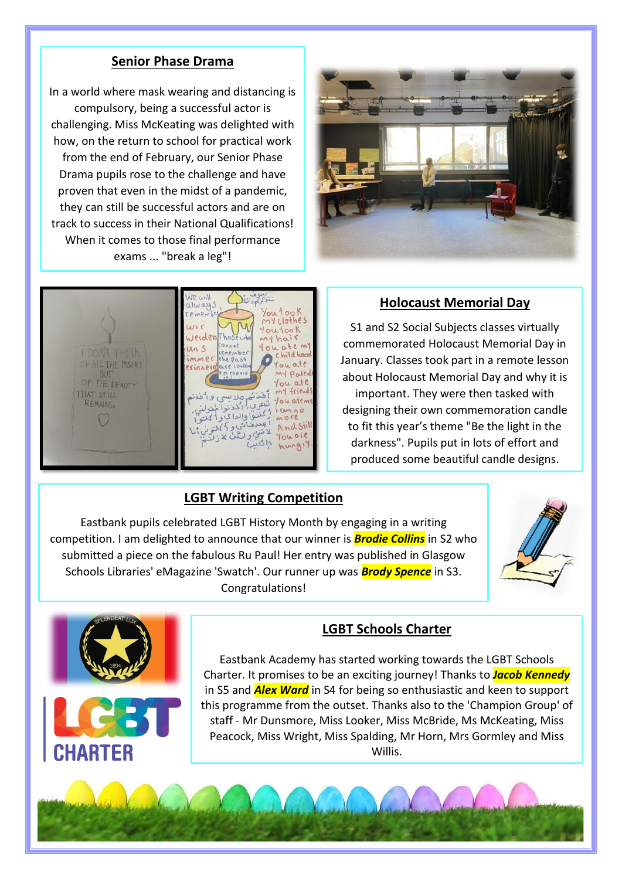## Senior Phase Drama

In a world where mask wearing and distancing is compulsory, being a successful actor is challenging. Miss McKeating was delighted with how, on the return to school for practical work from the end of February, our Senior Phase Drama pupils rose to the challenge and have proven that even in the midst of a pandemic, they can still be successful actors and are on track to success in their National Qualifications! When it comes to those final performance exams ... "break a leg"!

## Holocaust Memorial Day

S1 and S2 Social Subjects classes virtually commemorated Holocaust Memorial Day in January. Classes took part in a remote lesson about Holocaust Memorial Day and why it is important. They were then tasked with designing their own commemoration candle to fit this year's theme "Be the light in the darkness". Pupils put in lots of effort and produced some beautiful candle designs.

## LGBT Writing Competition

Eastbank pupils celebrated LGBT History Month by engaging in a writing competition. I am delighted to announce that our winner is ***Brodie Collins*** in S2 who submitted a piece on the fabulous Ru Paul! Her entry was published in Glasgow Schools Libraries' eMagazine 'Swatch'. Our runner up was ***Brody Spence*** in S3. Congratulations!

## LGBT Schools Charter

Eastbank Academy has started working towards the LGBT Schools Charter. It promises to be an exciting journey! Thanks to ***Jacob Kennedy*** in S5 and ***Alex Ward*** in S4 for being so enthusiastic and keen to support this programme from the outset. Thanks also to the 'Champion Group' of staff - Mr Dunsmore, Miss Looker, Miss McBride, Ms McKeating, Miss Peacock, Miss Wright, Miss Spalding, Mr Horn, Mrs Gormley and Miss Willis.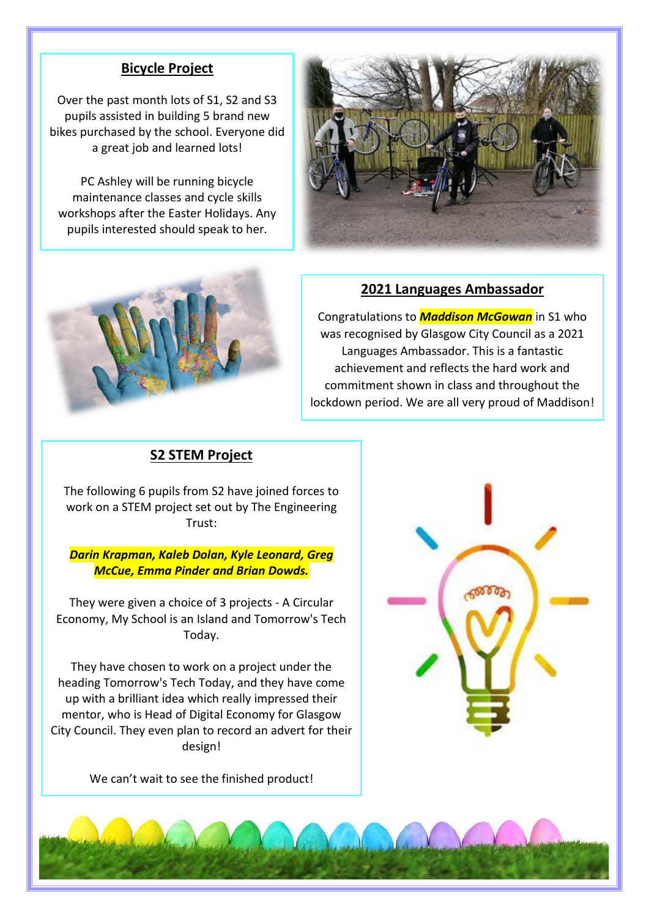## Bicycle Project

Over the past month lots of S1, S2 and S3 pupils assisted in building 5 brand new bikes purchased by the school. Everyone did a great job and learned lots!

PC Ashley will be running bicycle maintenance classes and cycle skills workshops after the Easter Holidays. Any pupils interested should speak to her.

## 2021 Languages Ambassador

Congratulations to ***Maddison McGowan*** in S1 who was recognised by Glasgow City Council as a 2021 Languages Ambassador. This is a fantastic achievement and reflects the hard work and commitment shown in class and throughout the lockdown period. We are all very proud of Maddison!

## S2 STEM Project

The following 6 pupils from S2 have joined forces to work on a STEM project set out by The Engineering Trust:

***Darin Krapman, Kaleb Dolan, Kyle Leonard, Greg McCue, Emma Pinder and Brian Dowds.***

They were given a choice of 3 projects - A Circular Economy, My School is an Island and Tomorrow's Tech Today.

They have chosen to work on a project under the heading Tomorrow's Tech Today, and they have come up with a brilliant idea which really impressed their mentor, who is Head of Digital Economy for Glasgow City Council. They even plan to record an advert for their design!

We can't wait to see the finished product!